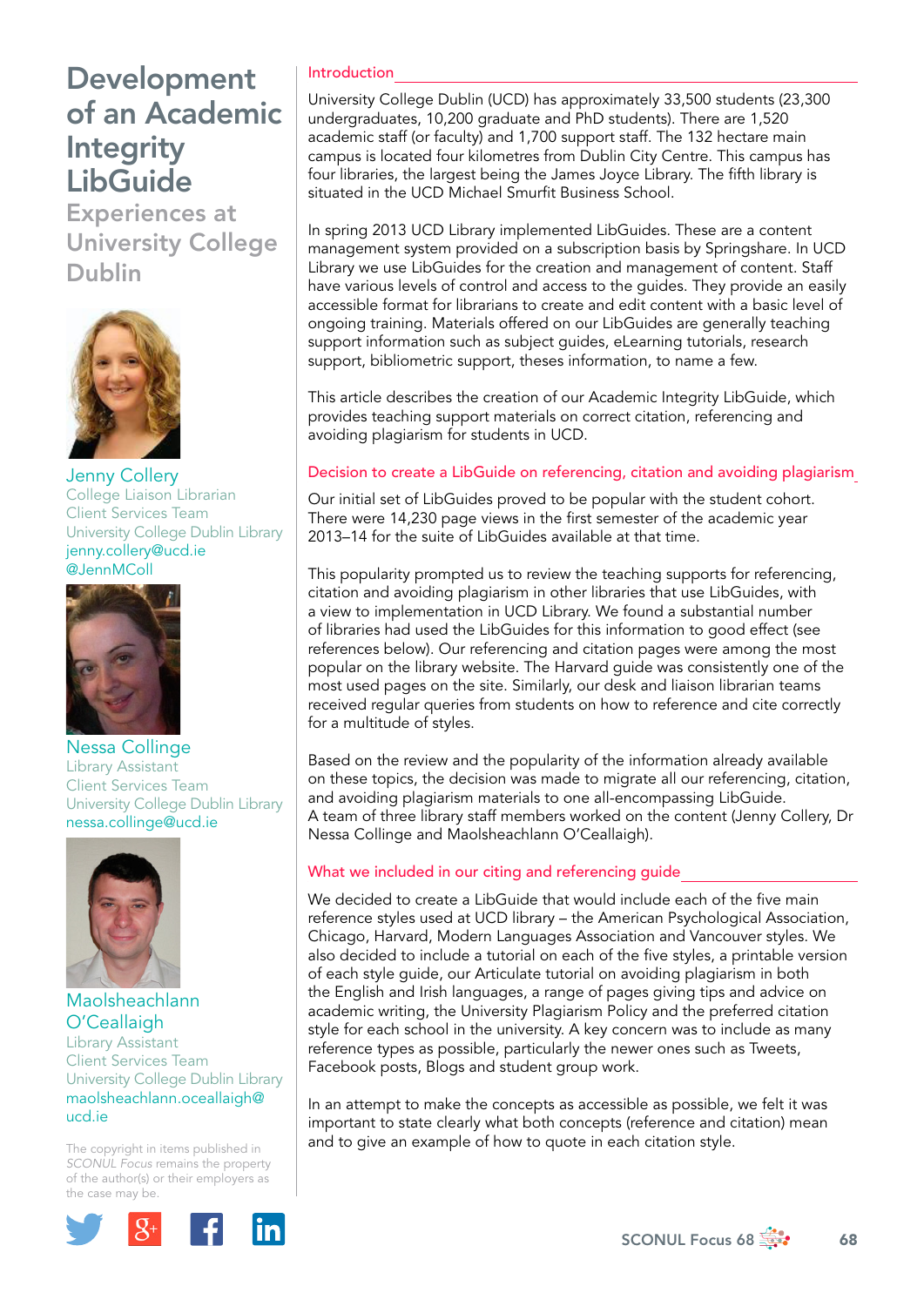# Development of an Academic Integrity LibGuide

## Experiences at University College Dublin

**Jenny Collery**
College Liaison Librarian
Client Services Team
University College Dublin Library
jenny.collery@ucd.ie
@JennMColl

**Nessa Collinge**
Library Assistant
Client Services Team
University College Dublin Library
nessa.collinge@ucd.ie

**Maolsheachlann O'Ceallaigh**
Library Assistant
Client Services Team
University College Dublin Library
maolsheachlann.oceallaigh@ucd.ie

The copyright in items published in *SCONUL Focus* remains the property of the author(s) or their employers as the case may be.

### Introduction

University College Dublin (UCD) has approximately 33,500 students (23,300 undergraduates, 10,200 graduate and PhD students). There are 1,520 academic staff (or faculty) and 1,700 support staff. The 132 hectare main campus is located four kilometres from Dublin City Centre. This campus has four libraries, the largest being the James Joyce Library. The fifth library is situated in the UCD Michael Smurfit Business School.

In spring 2013 UCD Library implemented LibGuides. These are a content management system provided on a subscription basis by Springshare. In UCD Library we use LibGuides for the creation and management of content. Staff have various levels of control and access to the guides. They provide an easily accessible format for librarians to create and edit content with a basic level of ongoing training. Materials offered on our LibGuides are generally teaching support information such as subject guides, eLearning tutorials, research support, bibliometric support, theses information, to name a few.

This article describes the creation of our Academic Integrity LibGuide, which provides teaching support materials on correct citation, referencing and avoiding plagiarism for students in UCD.

### Decision to create a LibGuide on referencing, citation and avoiding plagiarism

Our initial set of LibGuides proved to be popular with the student cohort. There were 14,230 page views in the first semester of the academic year 2013–14 for the suite of LibGuides available at that time.

This popularity prompted us to review the teaching supports for referencing, citation and avoiding plagiarism in other libraries that use LibGuides, with a view to implementation in UCD Library. We found a substantial number of libraries had used the LibGuides for this information to good effect (see references below). Our referencing and citation pages were among the most popular on the library website. The Harvard guide was consistently one of the most used pages on the site. Similarly, our desk and liaison librarian teams received regular queries from students on how to reference and cite correctly for a multitude of styles.

Based on the review and the popularity of the information already available on these topics, the decision was made to migrate all our referencing, citation, and avoiding plagiarism materials to one all-encompassing LibGuide. A team of three library staff members worked on the content (Jenny Collery, Dr Nessa Collinge and Maolsheachlann O'Ceallaigh).

### What we included in our citing and referencing guide

We decided to create a LibGuide that would include each of the five main reference styles used at UCD library – the American Psychological Association, Chicago, Harvard, Modern Languages Association and Vancouver styles. We also decided to include a tutorial on each of the five styles, a printable version of each style guide, our Articulate tutorial on avoiding plagiarism in both the English and Irish languages, a range of pages giving tips and advice on academic writing, the University Plagiarism Policy and the preferred citation style for each school in the university. A key concern was to include as many reference types as possible, particularly the newer ones such as Tweets, Facebook posts, Blogs and student group work.

In an attempt to make the concepts as accessible as possible, we felt it was important to state clearly what both concepts (reference and citation) mean and to give an example of how to quote in each citation style.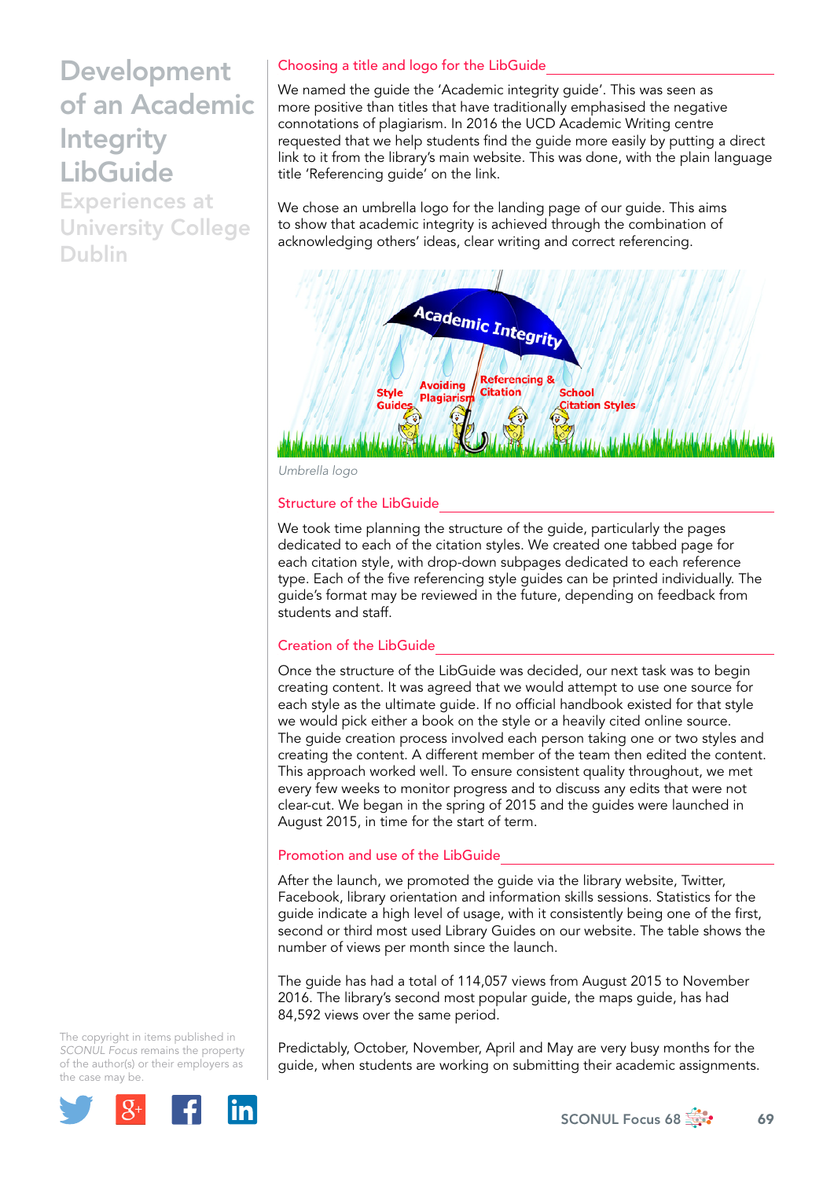## Choosing a title and logo for the LibGuide

We named the guide the 'Academic integrity guide'. This was seen as more positive than titles that have traditionally emphasised the negative connotations of plagiarism. In 2016 the UCD Academic Writing centre requested that we help students find the guide more easily by putting a direct link to it from the library's main website. This was done, with the plain language title 'Referencing guide' on the link.

We chose an umbrella logo for the landing page of our guide. This aims to show that academic integrity is achieved through the combination of acknowledging others' ideas, clear writing and correct referencing.

*Umbrella logo*

## Structure of the LibGuide

We took time planning the structure of the guide, particularly the pages dedicated to each of the citation styles. We created one tabbed page for each citation style, with drop-down subpages dedicated to each reference type. Each of the five referencing style guides can be printed individually. The guide's format may be reviewed in the future, depending on feedback from students and staff.

## Creation of the LibGuide

Once the structure of the LibGuide was decided, our next task was to begin creating content. It was agreed that we would attempt to use one source for each style as the ultimate guide. If no official handbook existed for that style we would pick either a book on the style or a heavily cited online source. The guide creation process involved each person taking one or two styles and creating the content. A different member of the team then edited the content. This approach worked well. To ensure consistent quality throughout, we met every few weeks to monitor progress and to discuss any edits that were not clear-cut. We began in the spring of 2015 and the guides were launched in August 2015, in time for the start of term.

## Promotion and use of the LibGuide

After the launch, we promoted the guide via the library website, Twitter, Facebook, library orientation and information skills sessions. Statistics for the guide indicate a high level of usage, with it consistently being one of the first, second or third most used Library Guides on our website. The table shows the number of views per month since the launch.

The guide has had a total of 114,057 views from August 2015 to November 2016. The library's second most popular guide, the maps guide, has had 84,592 views over the same period.

Predictably, October, November, April and May are very busy months for the guide, when students are working on submitting their academic assignments.

The copyright in items published in *SCONUL Focus* remains the property of the author(s) or their employers as the case may be.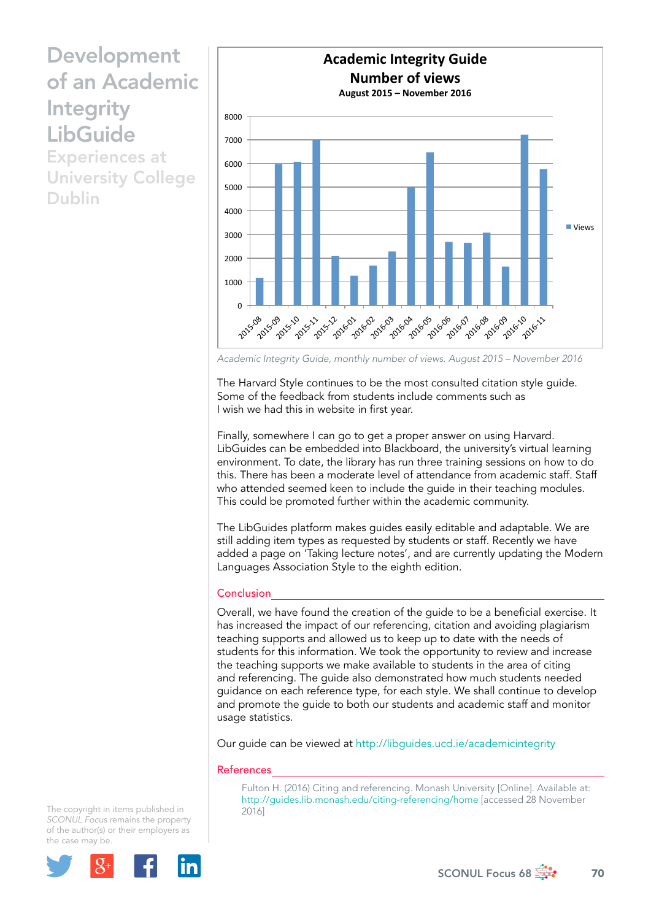# Development of an Academic Integrity LibGuide

## Experiences at University College Dublin

**Academic Integrity Guide**
**Number of views**
**August 2015 – November 2016**

*Academic Integrity Guide, monthly number of views. August 2015 – November 2016*

The Harvard Style continues to be the most consulted citation style guide. Some of the feedback from students include comments such as
I wish we had this in website in first year.

Finally, somewhere I can go to get a proper answer on using Harvard. LibGuides can be embedded into Blackboard, the university's virtual learning environment. To date, the library has run three training sessions on how to do this. There has been a moderate level of attendance from academic staff. Staff who attended seemed keen to include the guide in their teaching modules. This could be promoted further within the academic community.

The LibGuides platform makes guides easily editable and adaptable. We are still adding item types as requested by students or staff. Recently we have added a page on 'Taking lecture notes', and are currently updating the Modern Languages Association Style to the eighth edition.

### Conclusion

Overall, we have found the creation of the guide to be a beneficial exercise. It has increased the impact of our referencing, citation and avoiding plagiarism teaching supports and allowed us to keep up to date with the needs of students for this information. We took the opportunity to review and increase the teaching supports we make available to students in the area of citing and referencing. The guide also demonstrated how much students needed guidance on each reference type, for each style. We shall continue to develop and promote the guide to both our students and academic staff and monitor usage statistics.

Our guide can be viewed at http://libguides.ucd.ie/academicintegrity

### References

Fulton H. (2016) Citing and referencing. Monash University [Online]. Available at: http://guides.lib.monash.edu/citing-referencing/home [accessed 28 November 2016]

The copyright in items published in *SCONUL Focus* remains the property of the author(s) or their employers as the case may be.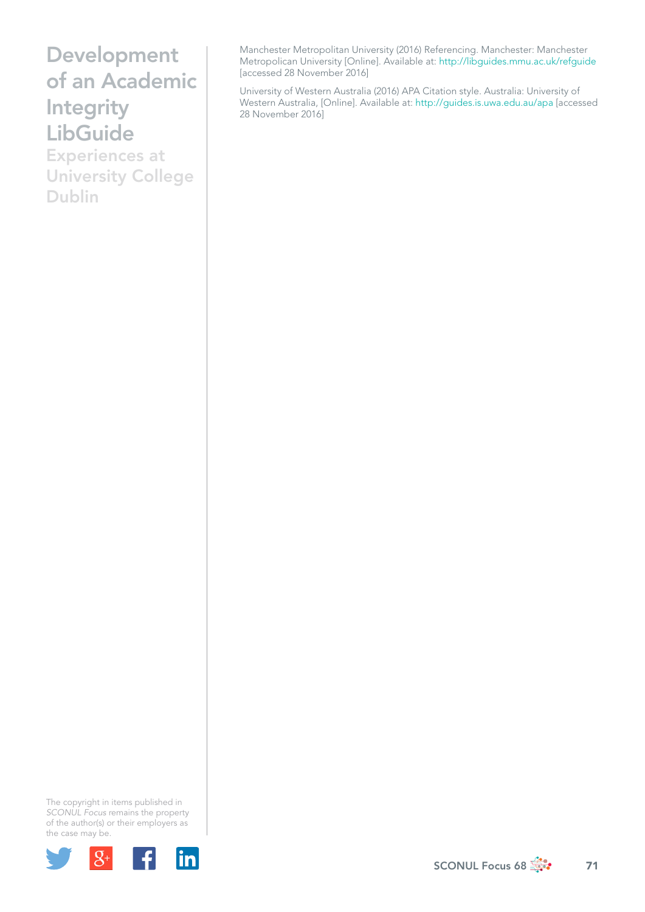Manchester Metropolitan University (2016) Referencing. Manchester: Manchester Metropolican University [Online]. Available at: http://libguides.mmu.ac.uk/refguide [accessed 28 November 2016]

University of Western Australia (2016) APA Citation style. Australia: University of Western Australia, [Online]. Available at: http://guides.is.uwa.edu.au/apa [accessed 28 November 2016]

The copyright in items published in *SCONUL Focus* remains the property of the author(s) or their employers as the case may be.